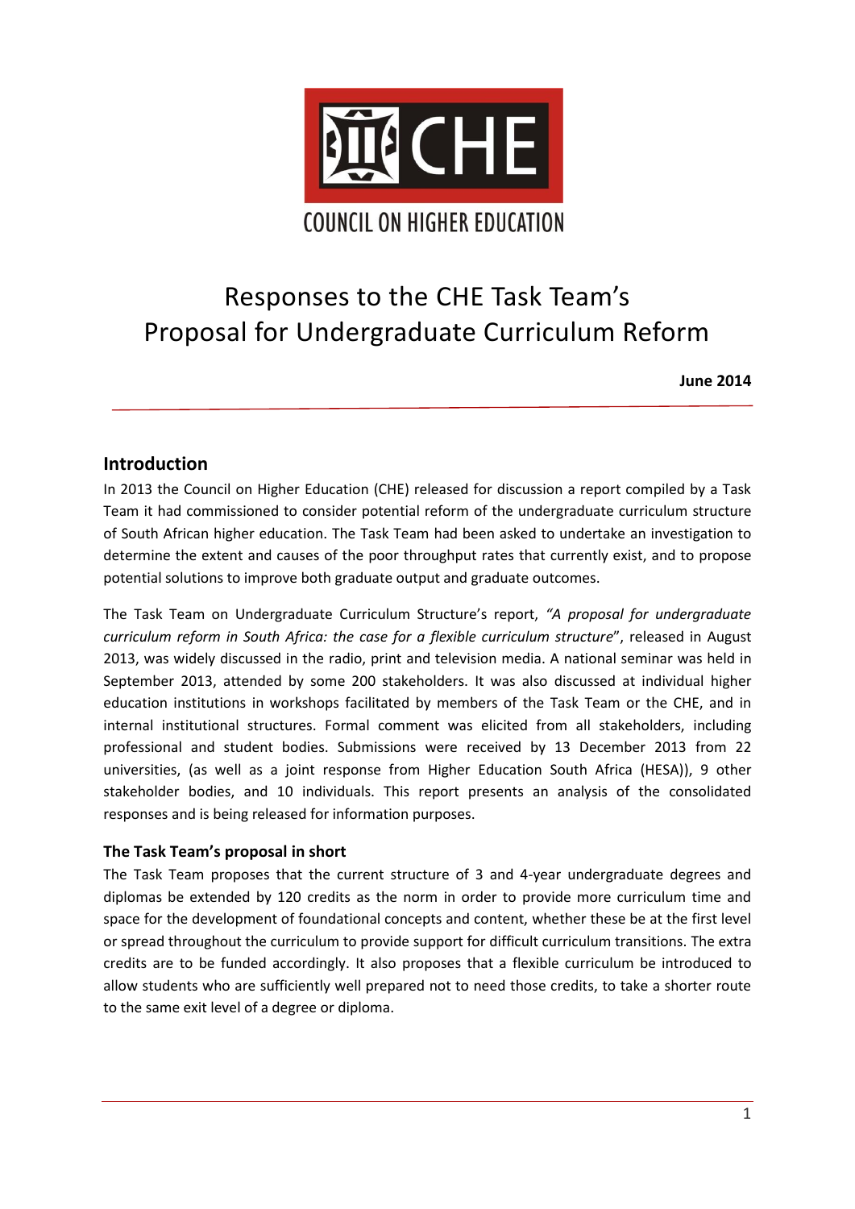CHE

COUNCIL ON HIGHER EDUCATION

# Responses to the CHE Task Team's Proposal for Undergraduate Curriculum Reform

**June 2014**

## Introduction

In 2013 the Council on Higher Education (CHE) released for discussion a report compiled by a Task Team it had commissioned to consider potential reform of the undergraduate curriculum structure of South African higher education. The Task Team had been asked to undertake an investigation to determine the extent and causes of the poor throughput rates that currently exist, and to propose potential solutions to improve both graduate output and graduate outcomes.

The Task Team on Undergraduate Curriculum Structure's report, *"A proposal for undergraduate curriculum reform in South Africa: the case for a flexible curriculum structure*", released in August 2013, was widely discussed in the radio, print and television media. A national seminar was held in September 2013, attended by some 200 stakeholders. It was also discussed at individual higher education institutions in workshops facilitated by members of the Task Team or the CHE, and in internal institutional structures. Formal comment was elicited from all stakeholders, including professional and student bodies. Submissions were received by 13 December 2013 from 22 universities, (as well as a joint response from Higher Education South Africa (HESA)), 9 other stakeholder bodies, and 10 individuals. This report presents an analysis of the consolidated responses and is being released for information purposes.

### The Task Team's proposal in short

The Task Team proposes that the current structure of 3 and 4-year undergraduate degrees and diplomas be extended by 120 credits as the norm in order to provide more curriculum time and space for the development of foundational concepts and content, whether these be at the first level or spread throughout the curriculum to provide support for difficult curriculum transitions. The extra credits are to be funded accordingly. It also proposes that a flexible curriculum be introduced to allow students who are sufficiently well prepared not to need those credits, to take a shorter route to the same exit level of a degree or diploma.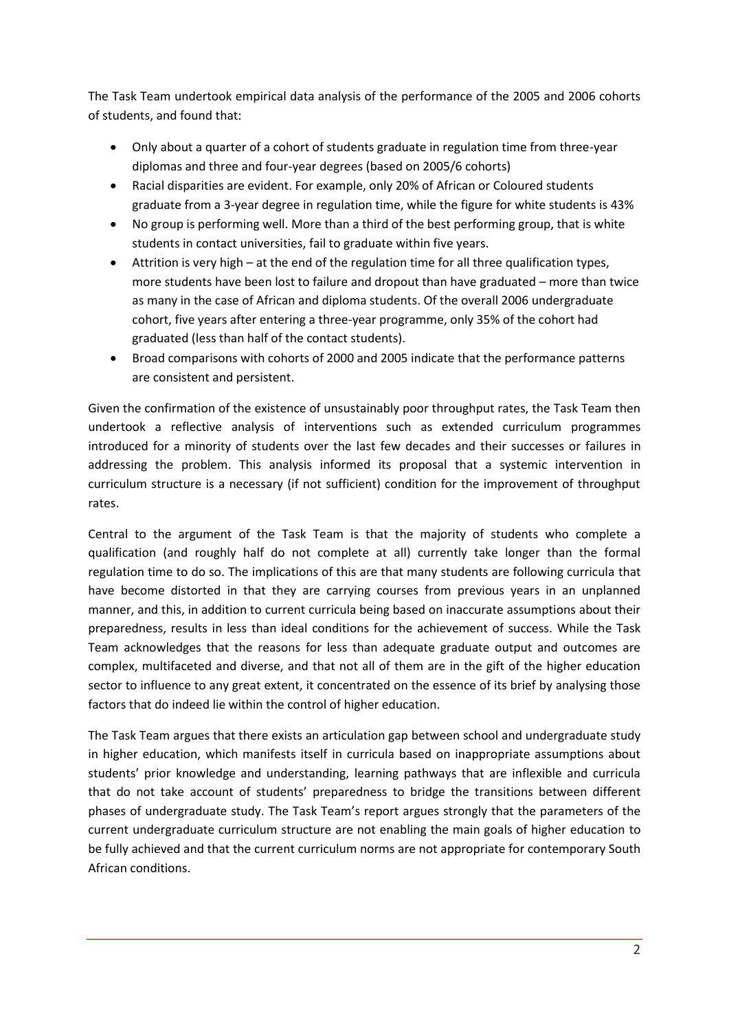The Task Team undertook empirical data analysis of the performance of the 2005 and 2006 cohorts of students, and found that:

- Only about a quarter of a cohort of students graduate in regulation time from three-year diplomas and three and four-year degrees (based on 2005/6 cohorts)
- Racial disparities are evident. For example, only 20% of African or Coloured students graduate from a 3-year degree in regulation time, while the figure for white students is 43%
- No group is performing well. More than a third of the best performing group, that is white students in contact universities, fail to graduate within five years.
- Attrition is very high – at the end of the regulation time for all three qualification types, more students have been lost to failure and dropout than have graduated – more than twice as many in the case of African and diploma students. Of the overall 2006 undergraduate cohort, five years after entering a three-year programme, only 35% of the cohort had graduated (less than half of the contact students).
- Broad comparisons with cohorts of 2000 and 2005 indicate that the performance patterns are consistent and persistent.

Given the confirmation of the existence of unsustainably poor throughput rates, the Task Team then undertook a reflective analysis of interventions such as extended curriculum programmes introduced for a minority of students over the last few decades and their successes or failures in addressing the problem. This analysis informed its proposal that a systemic intervention in curriculum structure is a necessary (if not sufficient) condition for the improvement of throughput rates.

Central to the argument of the Task Team is that the majority of students who complete a qualification (and roughly half do not complete at all) currently take longer than the formal regulation time to do so. The implications of this are that many students are following curricula that have become distorted in that they are carrying courses from previous years in an unplanned manner, and this, in addition to current curricula being based on inaccurate assumptions about their preparedness, results in less than ideal conditions for the achievement of success. While the Task Team acknowledges that the reasons for less than adequate graduate output and outcomes are complex, multifaceted and diverse, and that not all of them are in the gift of the higher education sector to influence to any great extent, it concentrated on the essence of its brief by analysing those factors that do indeed lie within the control of higher education.

The Task Team argues that there exists an articulation gap between school and undergraduate study in higher education, which manifests itself in curricula based on inappropriate assumptions about students' prior knowledge and understanding, learning pathways that are inflexible and curricula that do not take account of students' preparedness to bridge the transitions between different phases of undergraduate study. The Task Team's report argues strongly that the parameters of the current undergraduate curriculum structure are not enabling the main goals of higher education to be fully achieved and that the current curriculum norms are not appropriate for contemporary South African conditions.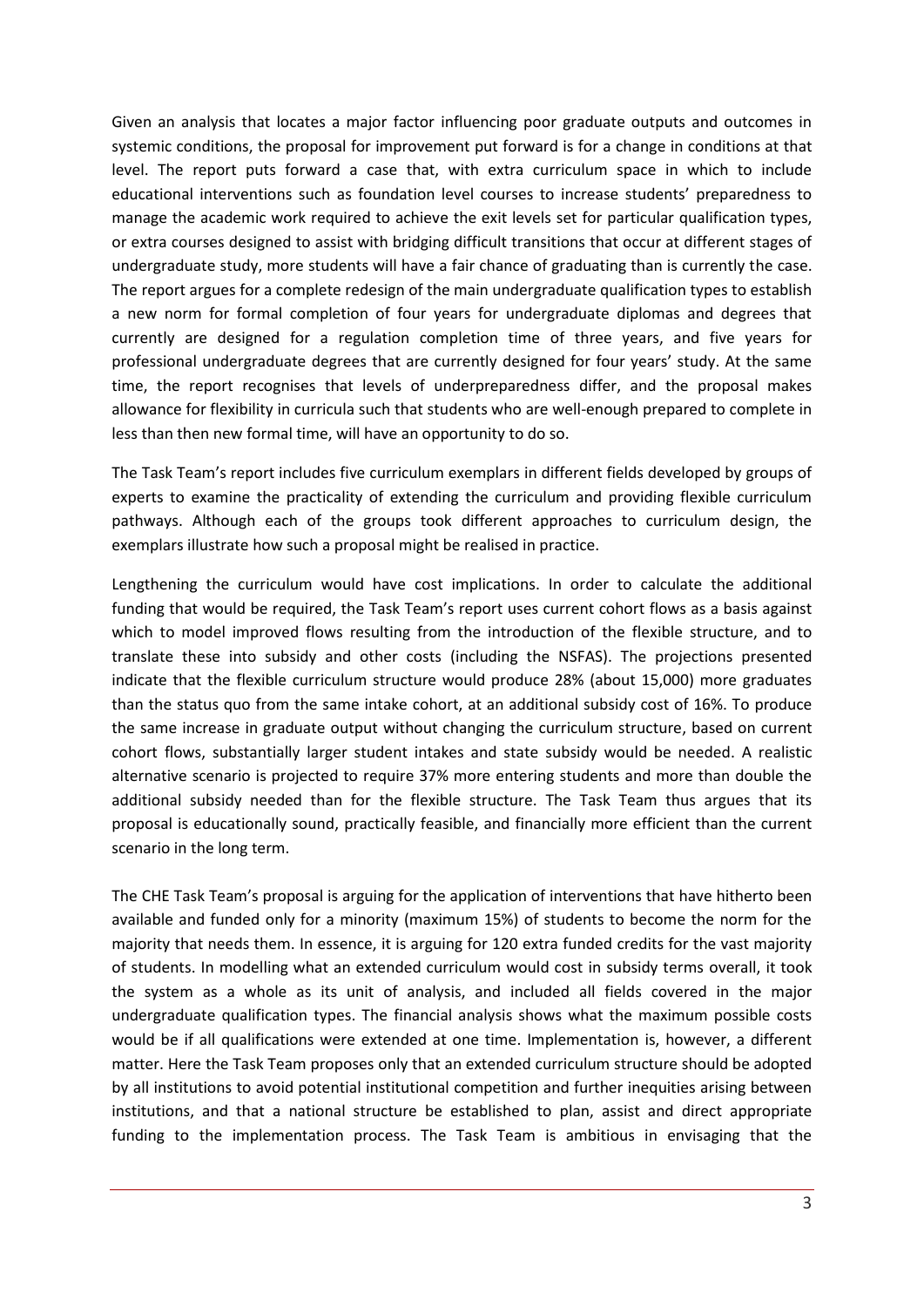Given an analysis that locates a major factor influencing poor graduate outputs and outcomes in systemic conditions, the proposal for improvement put forward is for a change in conditions at that level. The report puts forward a case that, with extra curriculum space in which to include educational interventions such as foundation level courses to increase students' preparedness to manage the academic work required to achieve the exit levels set for particular qualification types, or extra courses designed to assist with bridging difficult transitions that occur at different stages of undergraduate study, more students will have a fair chance of graduating than is currently the case. The report argues for a complete redesign of the main undergraduate qualification types to establish a new norm for formal completion of four years for undergraduate diplomas and degrees that currently are designed for a regulation completion time of three years, and five years for professional undergraduate degrees that are currently designed for four years' study. At the same time, the report recognises that levels of underpreparedness differ, and the proposal makes allowance for flexibility in curricula such that students who are well-enough prepared to complete in less than then new formal time, will have an opportunity to do so.

The Task Team's report includes five curriculum exemplars in different fields developed by groups of experts to examine the practicality of extending the curriculum and providing flexible curriculum pathways. Although each of the groups took different approaches to curriculum design, the exemplars illustrate how such a proposal might be realised in practice.

Lengthening the curriculum would have cost implications. In order to calculate the additional funding that would be required, the Task Team's report uses current cohort flows as a basis against which to model improved flows resulting from the introduction of the flexible structure, and to translate these into subsidy and other costs (including the NSFAS). The projections presented indicate that the flexible curriculum structure would produce 28% (about 15,000) more graduates than the status quo from the same intake cohort, at an additional subsidy cost of 16%. To produce the same increase in graduate output without changing the curriculum structure, based on current cohort flows, substantially larger student intakes and state subsidy would be needed. A realistic alternative scenario is projected to require 37% more entering students and more than double the additional subsidy needed than for the flexible structure. The Task Team thus argues that its proposal is educationally sound, practically feasible, and financially more efficient than the current scenario in the long term.

The CHE Task Team's proposal is arguing for the application of interventions that have hitherto been available and funded only for a minority (maximum 15%) of students to become the norm for the majority that needs them. In essence, it is arguing for 120 extra funded credits for the vast majority of students. In modelling what an extended curriculum would cost in subsidy terms overall, it took the system as a whole as its unit of analysis, and included all fields covered in the major undergraduate qualification types. The financial analysis shows what the maximum possible costs would be if all qualifications were extended at one time. Implementation is, however, a different matter. Here the Task Team proposes only that an extended curriculum structure should be adopted by all institutions to avoid potential institutional competition and further inequities arising between institutions, and that a national structure be established to plan, assist and direct appropriate funding to the implementation process. The Task Team is ambitious in envisaging that the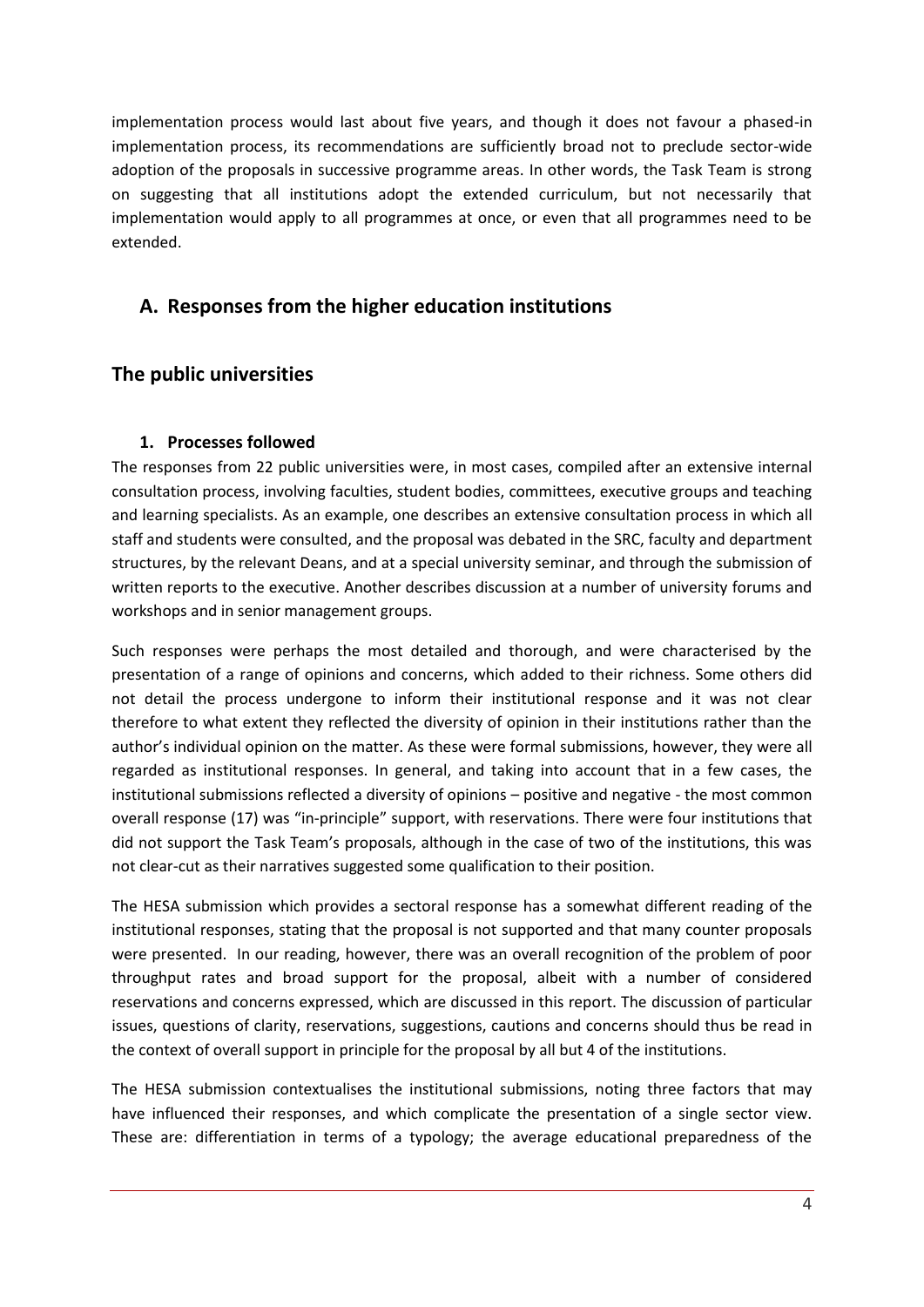implementation process would last about five years, and though it does not favour a phased-in implementation process, its recommendations are sufficiently broad not to preclude sector-wide adoption of the proposals in successive programme areas. In other words, the Task Team is strong on suggesting that all institutions adopt the extended curriculum, but not necessarily that implementation would apply to all programmes at once, or even that all programmes need to be extended.

## A. Responses from the higher education institutions

## The public universities

### 1. Processes followed

The responses from 22 public universities were, in most cases, compiled after an extensive internal consultation process, involving faculties, student bodies, committees, executive groups and teaching and learning specialists. As an example, one describes an extensive consultation process in which all staff and students were consulted, and the proposal was debated in the SRC, faculty and department structures, by the relevant Deans, and at a special university seminar, and through the submission of written reports to the executive. Another describes discussion at a number of university forums and workshops and in senior management groups.

Such responses were perhaps the most detailed and thorough, and were characterised by the presentation of a range of opinions and concerns, which added to their richness. Some others did not detail the process undergone to inform their institutional response and it was not clear therefore to what extent they reflected the diversity of opinion in their institutions rather than the author's individual opinion on the matter. As these were formal submissions, however, they were all regarded as institutional responses. In general, and taking into account that in a few cases, the institutional submissions reflected a diversity of opinions – positive and negative - the most common overall response (17) was "in-principle" support, with reservations. There were four institutions that did not support the Task Team's proposals, although in the case of two of the institutions, this was not clear-cut as their narratives suggested some qualification to their position.

The HESA submission which provides a sectoral response has a somewhat different reading of the institutional responses, stating that the proposal is not supported and that many counter proposals were presented. In our reading, however, there was an overall recognition of the problem of poor throughput rates and broad support for the proposal, albeit with a number of considered reservations and concerns expressed, which are discussed in this report. The discussion of particular issues, questions of clarity, reservations, suggestions, cautions and concerns should thus be read in the context of overall support in principle for the proposal by all but 4 of the institutions.

The HESA submission contextualises the institutional submissions, noting three factors that may have influenced their responses, and which complicate the presentation of a single sector view. These are: differentiation in terms of a typology; the average educational preparedness of the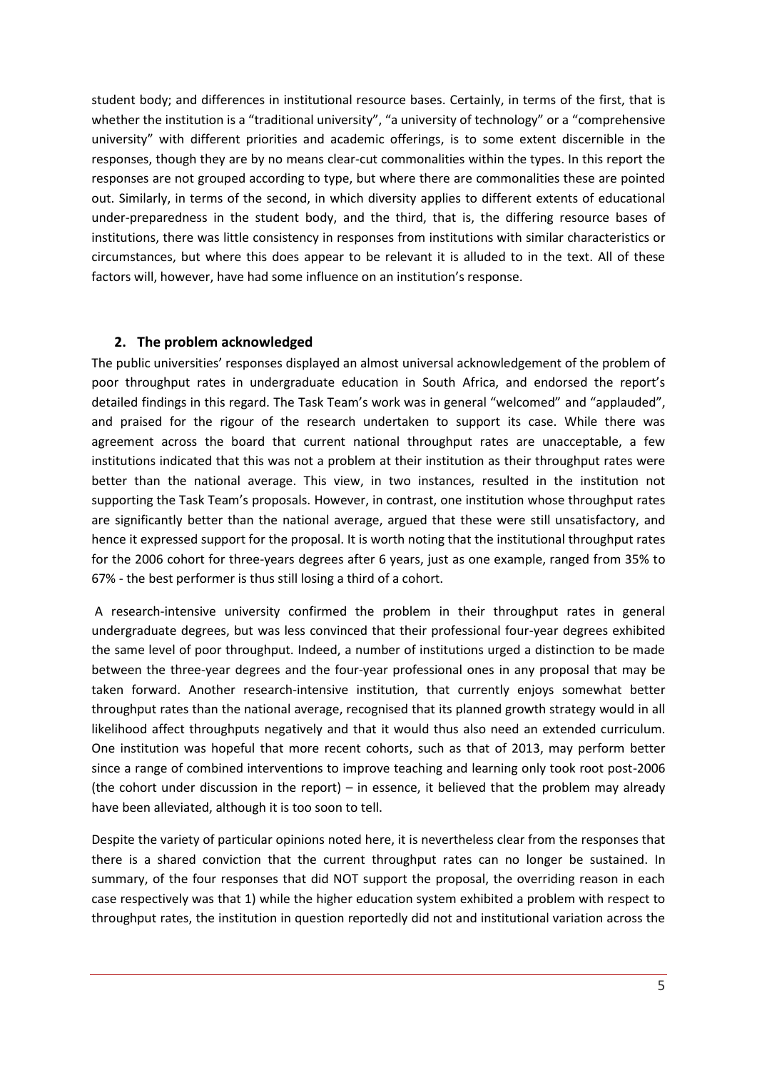student body; and differences in institutional resource bases. Certainly, in terms of the first, that is whether the institution is a "traditional university", "a university of technology" or a "comprehensive university" with different priorities and academic offerings, is to some extent discernible in the responses, though they are by no means clear-cut commonalities within the types. In this report the responses are not grouped according to type, but where there are commonalities these are pointed out. Similarly, in terms of the second, in which diversity applies to different extents of educational under-preparedness in the student body, and the third, that is, the differing resource bases of institutions, there was little consistency in responses from institutions with similar characteristics or circumstances, but where this does appear to be relevant it is alluded to in the text. All of these factors will, however, have had some influence on an institution's response.

## 2. The problem acknowledged

The public universities' responses displayed an almost universal acknowledgement of the problem of poor throughput rates in undergraduate education in South Africa, and endorsed the report's detailed findings in this regard. The Task Team's work was in general "welcomed" and "applauded", and praised for the rigour of the research undertaken to support its case. While there was agreement across the board that current national throughput rates are unacceptable, a few institutions indicated that this was not a problem at their institution as their throughput rates were better than the national average. This view, in two instances, resulted in the institution not supporting the Task Team's proposals. However, in contrast, one institution whose throughput rates are significantly better than the national average, argued that these were still unsatisfactory, and hence it expressed support for the proposal. It is worth noting that the institutional throughput rates for the 2006 cohort for three-years degrees after 6 years, just as one example, ranged from 35% to 67% - the best performer is thus still losing a third of a cohort.

A research-intensive university confirmed the problem in their throughput rates in general undergraduate degrees, but was less convinced that their professional four-year degrees exhibited the same level of poor throughput. Indeed, a number of institutions urged a distinction to be made between the three-year degrees and the four-year professional ones in any proposal that may be taken forward. Another research-intensive institution, that currently enjoys somewhat better throughput rates than the national average, recognised that its planned growth strategy would in all likelihood affect throughputs negatively and that it would thus also need an extended curriculum. One institution was hopeful that more recent cohorts, such as that of 2013, may perform better since a range of combined interventions to improve teaching and learning only took root post-2006 (the cohort under discussion in the report) – in essence, it believed that the problem may already have been alleviated, although it is too soon to tell.

Despite the variety of particular opinions noted here, it is nevertheless clear from the responses that there is a shared conviction that the current throughput rates can no longer be sustained. In summary, of the four responses that did NOT support the proposal, the overriding reason in each case respectively was that 1) while the higher education system exhibited a problem with respect to throughput rates, the institution in question reportedly did not and institutional variation across the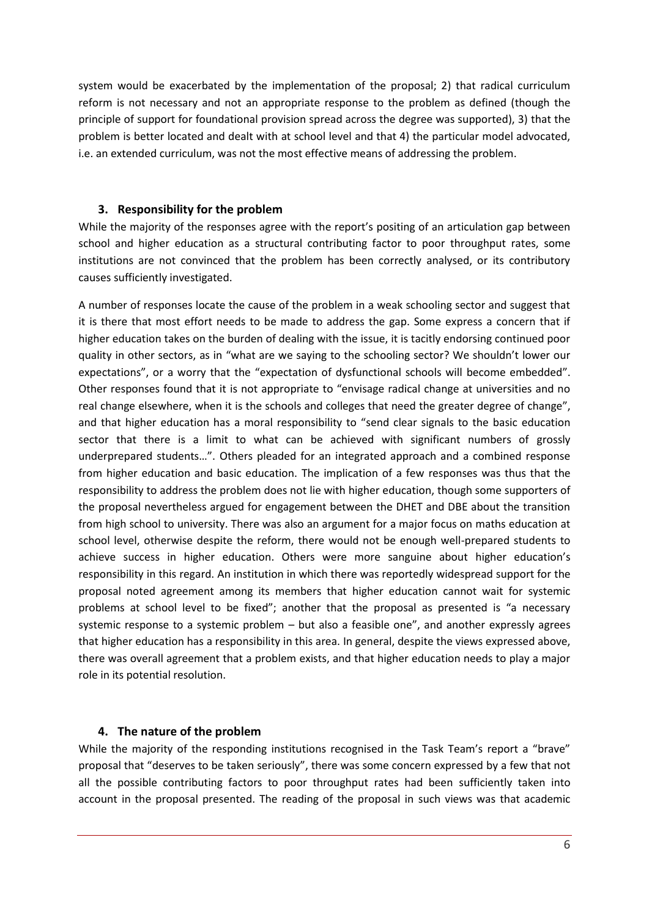system would be exacerbated by the implementation of the proposal; 2) that radical curriculum reform is not necessary and not an appropriate response to the problem as defined (though the principle of support for foundational provision spread across the degree was supported), 3) that the problem is better located and dealt with at school level and that 4) the particular model advocated, i.e. an extended curriculum, was not the most effective means of addressing the problem.

## 3. Responsibility for the problem

While the majority of the responses agree with the report's positing of an articulation gap between school and higher education as a structural contributing factor to poor throughput rates, some institutions are not convinced that the problem has been correctly analysed, or its contributory causes sufficiently investigated.

A number of responses locate the cause of the problem in a weak schooling sector and suggest that it is there that most effort needs to be made to address the gap. Some express a concern that if higher education takes on the burden of dealing with the issue, it is tacitly endorsing continued poor quality in other sectors, as in "what are we saying to the schooling sector? We shouldn't lower our expectations", or a worry that the "expectation of dysfunctional schools will become embedded". Other responses found that it is not appropriate to "envisage radical change at universities and no real change elsewhere, when it is the schools and colleges that need the greater degree of change", and that higher education has a moral responsibility to "send clear signals to the basic education sector that there is a limit to what can be achieved with significant numbers of grossly underprepared students…". Others pleaded for an integrated approach and a combined response from higher education and basic education. The implication of a few responses was thus that the responsibility to address the problem does not lie with higher education, though some supporters of the proposal nevertheless argued for engagement between the DHET and DBE about the transition from high school to university. There was also an argument for a major focus on maths education at school level, otherwise despite the reform, there would not be enough well-prepared students to achieve success in higher education. Others were more sanguine about higher education's responsibility in this regard. An institution in which there was reportedly widespread support for the proposal noted agreement among its members that higher education cannot wait for systemic problems at school level to be fixed"; another that the proposal as presented is "a necessary systemic response to a systemic problem – but also a feasible one", and another expressly agrees that higher education has a responsibility in this area. In general, despite the views expressed above, there was overall agreement that a problem exists, and that higher education needs to play a major role in its potential resolution.

## 4. The nature of the problem

While the majority of the responding institutions recognised in the Task Team's report a "brave" proposal that "deserves to be taken seriously", there was some concern expressed by a few that not all the possible contributing factors to poor throughput rates had been sufficiently taken into account in the proposal presented. The reading of the proposal in such views was that academic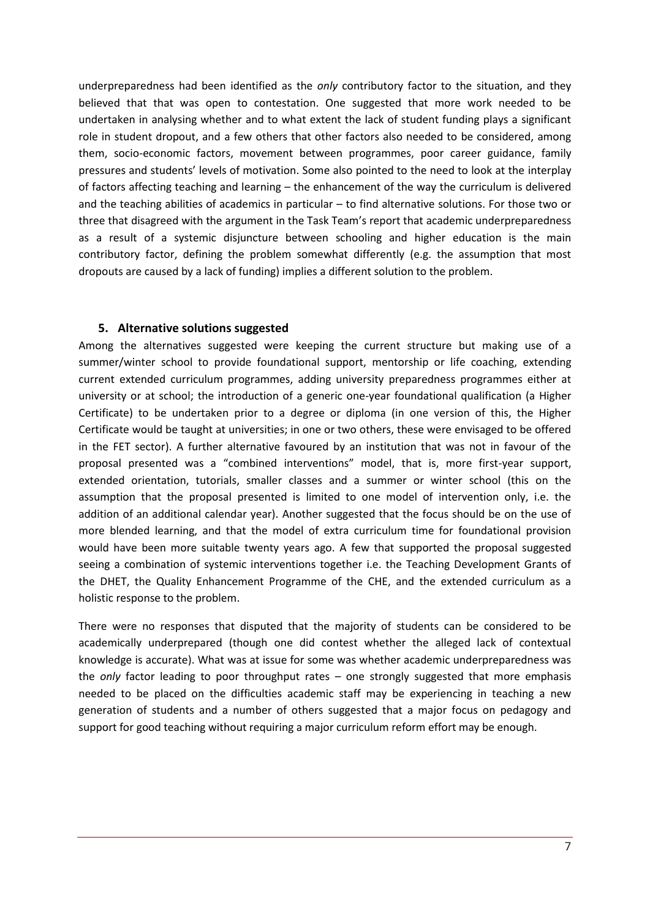underpreparedness had been identified as the *only* contributory factor to the situation, and they believed that that was open to contestation. One suggested that more work needed to be undertaken in analysing whether and to what extent the lack of student funding plays a significant role in student dropout, and a few others that other factors also needed to be considered, among them, socio-economic factors, movement between programmes, poor career guidance, family pressures and students' levels of motivation. Some also pointed to the need to look at the interplay of factors affecting teaching and learning – the enhancement of the way the curriculum is delivered and the teaching abilities of academics in particular – to find alternative solutions. For those two or three that disagreed with the argument in the Task Team's report that academic underpreparedness as a result of a systemic disjuncture between schooling and higher education is the main contributory factor, defining the problem somewhat differently (e.g. the assumption that most dropouts are caused by a lack of funding) implies a different solution to the problem.

## 5. Alternative solutions suggested

Among the alternatives suggested were keeping the current structure but making use of a summer/winter school to provide foundational support, mentorship or life coaching, extending current extended curriculum programmes, adding university preparedness programmes either at university or at school; the introduction of a generic one-year foundational qualification (a Higher Certificate) to be undertaken prior to a degree or diploma (in one version of this, the Higher Certificate would be taught at universities; in one or two others, these were envisaged to be offered in the FET sector). A further alternative favoured by an institution that was not in favour of the proposal presented was a "combined interventions" model, that is, more first-year support, extended orientation, tutorials, smaller classes and a summer or winter school (this on the assumption that the proposal presented is limited to one model of intervention only, i.e. the addition of an additional calendar year). Another suggested that the focus should be on the use of more blended learning, and that the model of extra curriculum time for foundational provision would have been more suitable twenty years ago. A few that supported the proposal suggested seeing a combination of systemic interventions together i.e. the Teaching Development Grants of the DHET, the Quality Enhancement Programme of the CHE, and the extended curriculum as a holistic response to the problem.

There were no responses that disputed that the majority of students can be considered to be academically underprepared (though one did contest whether the alleged lack of contextual knowledge is accurate). What was at issue for some was whether academic underpreparedness was the *only* factor leading to poor throughput rates – one strongly suggested that more emphasis needed to be placed on the difficulties academic staff may be experiencing in teaching a new generation of students and a number of others suggested that a major focus on pedagogy and support for good teaching without requiring a major curriculum reform effort may be enough.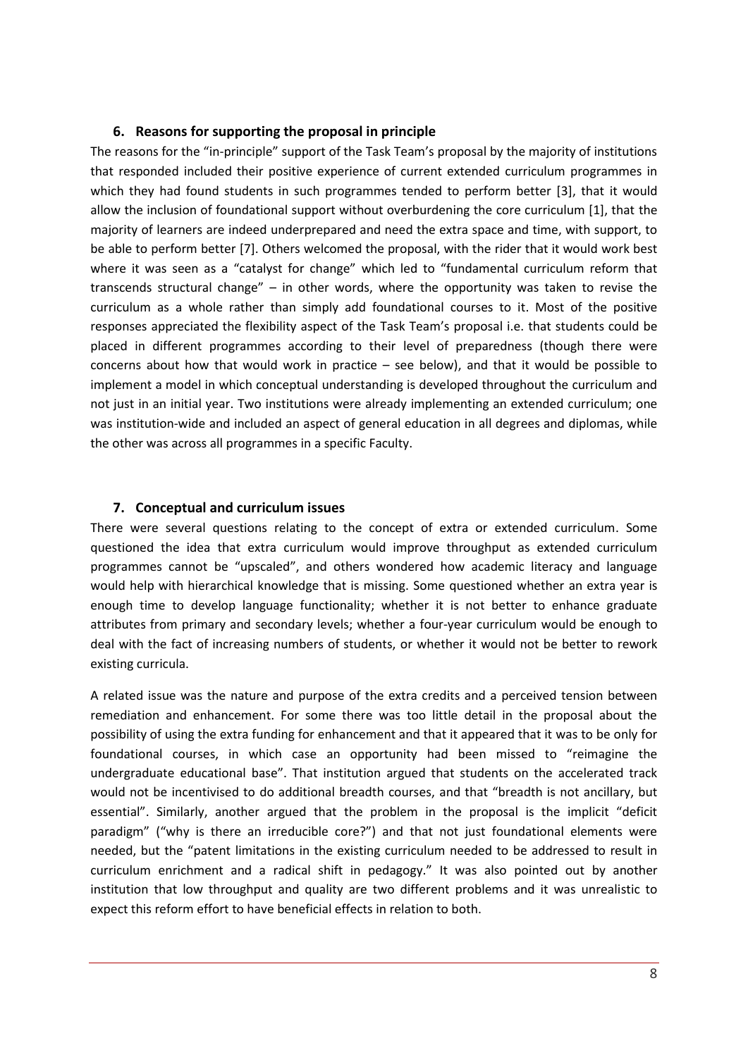## 6. Reasons for supporting the proposal in principle

The reasons for the "in-principle" support of the Task Team's proposal by the majority of institutions that responded included their positive experience of current extended curriculum programmes in which they had found students in such programmes tended to perform better [3], that it would allow the inclusion of foundational support without overburdening the core curriculum [1], that the majority of learners are indeed underprepared and need the extra space and time, with support, to be able to perform better [7]. Others welcomed the proposal, with the rider that it would work best where it was seen as a "catalyst for change" which led to "fundamental curriculum reform that transcends structural change" – in other words, where the opportunity was taken to revise the curriculum as a whole rather than simply add foundational courses to it. Most of the positive responses appreciated the flexibility aspect of the Task Team's proposal i.e. that students could be placed in different programmes according to their level of preparedness (though there were concerns about how that would work in practice – see below), and that it would be possible to implement a model in which conceptual understanding is developed throughout the curriculum and not just in an initial year. Two institutions were already implementing an extended curriculum; one was institution-wide and included an aspect of general education in all degrees and diplomas, while the other was across all programmes in a specific Faculty.

## 7. Conceptual and curriculum issues

There were several questions relating to the concept of extra or extended curriculum. Some questioned the idea that extra curriculum would improve throughput as extended curriculum programmes cannot be "upscaled", and others wondered how academic literacy and language would help with hierarchical knowledge that is missing. Some questioned whether an extra year is enough time to develop language functionality; whether it is not better to enhance graduate attributes from primary and secondary levels; whether a four-year curriculum would be enough to deal with the fact of increasing numbers of students, or whether it would not be better to rework existing curricula.

A related issue was the nature and purpose of the extra credits and a perceived tension between remediation and enhancement. For some there was too little detail in the proposal about the possibility of using the extra funding for enhancement and that it appeared that it was to be only for foundational courses, in which case an opportunity had been missed to "reimagine the undergraduate educational base". That institution argued that students on the accelerated track would not be incentivised to do additional breadth courses, and that "breadth is not ancillary, but essential". Similarly, another argued that the problem in the proposal is the implicit "deficit paradigm" ("why is there an irreducible core?") and that not just foundational elements were needed, but the "patent limitations in the existing curriculum needed to be addressed to result in curriculum enrichment and a radical shift in pedagogy." It was also pointed out by another institution that low throughput and quality are two different problems and it was unrealistic to expect this reform effort to have beneficial effects in relation to both.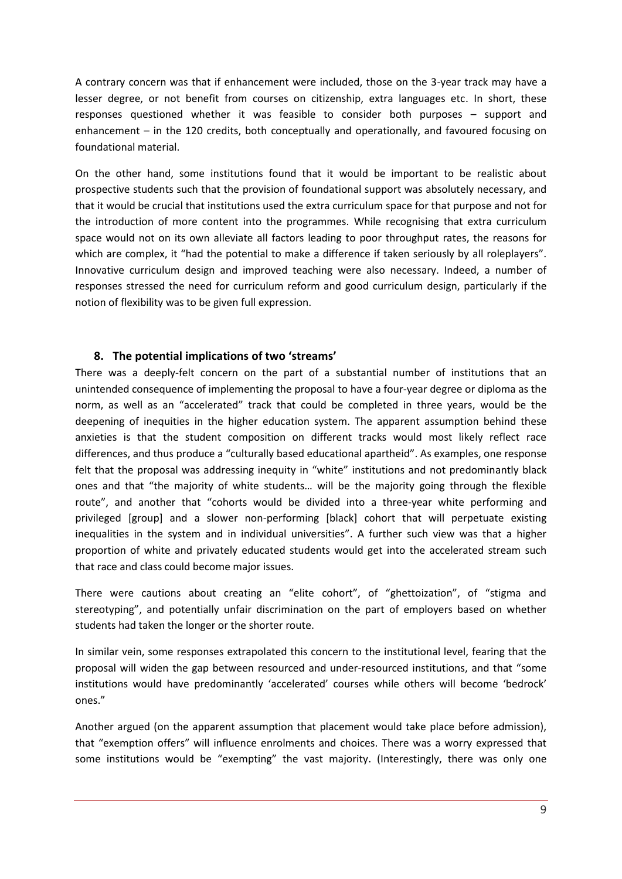A contrary concern was that if enhancement were included, those on the 3-year track may have a lesser degree, or not benefit from courses on citizenship, extra languages etc. In short, these responses questioned whether it was feasible to consider both purposes – support and enhancement – in the 120 credits, both conceptually and operationally, and favoured focusing on foundational material.

On the other hand, some institutions found that it would be important to be realistic about prospective students such that the provision of foundational support was absolutely necessary, and that it would be crucial that institutions used the extra curriculum space for that purpose and not for the introduction of more content into the programmes. While recognising that extra curriculum space would not on its own alleviate all factors leading to poor throughput rates, the reasons for which are complex, it "had the potential to make a difference if taken seriously by all roleplayers". Innovative curriculum design and improved teaching were also necessary. Indeed, a number of responses stressed the need for curriculum reform and good curriculum design, particularly if the notion of flexibility was to be given full expression.

## 8. The potential implications of two 'streams'

There was a deeply-felt concern on the part of a substantial number of institutions that an unintended consequence of implementing the proposal to have a four-year degree or diploma as the norm, as well as an "accelerated" track that could be completed in three years, would be the deepening of inequities in the higher education system. The apparent assumption behind these anxieties is that the student composition on different tracks would most likely reflect race differences, and thus produce a "culturally based educational apartheid". As examples, one response felt that the proposal was addressing inequity in "white" institutions and not predominantly black ones and that "the majority of white students… will be the majority going through the flexible route", and another that "cohorts would be divided into a three-year white performing and privileged [group] and a slower non-performing [black] cohort that will perpetuate existing inequalities in the system and in individual universities". A further such view was that a higher proportion of white and privately educated students would get into the accelerated stream such that race and class could become major issues.

There were cautions about creating an "elite cohort", of "ghettoization", of "stigma and stereotyping", and potentially unfair discrimination on the part of employers based on whether students had taken the longer or the shorter route.

In similar vein, some responses extrapolated this concern to the institutional level, fearing that the proposal will widen the gap between resourced and under-resourced institutions, and that "some institutions would have predominantly 'accelerated' courses while others will become 'bedrock' ones."

Another argued (on the apparent assumption that placement would take place before admission), that "exemption offers" will influence enrolments and choices. There was a worry expressed that some institutions would be "exempting" the vast majority. (Interestingly, there was only one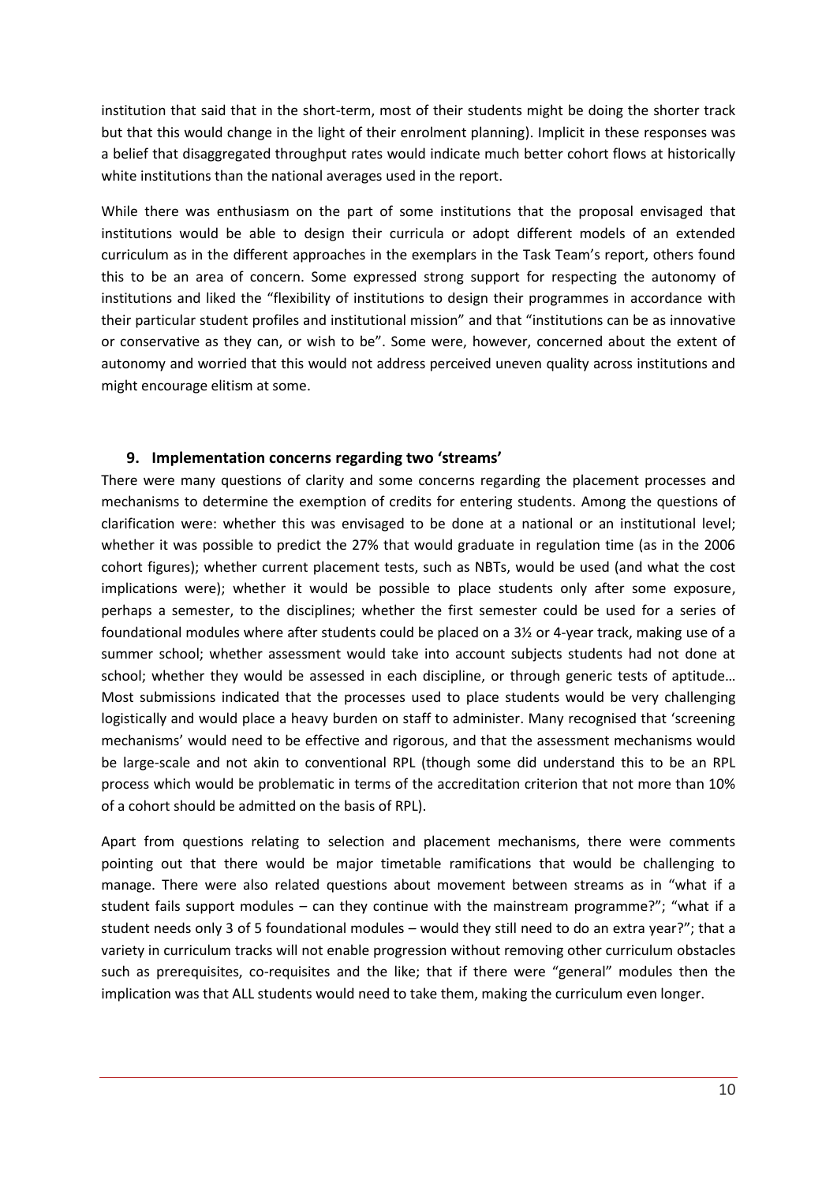institution that said that in the short-term, most of their students might be doing the shorter track but that this would change in the light of their enrolment planning). Implicit in these responses was a belief that disaggregated throughput rates would indicate much better cohort flows at historically white institutions than the national averages used in the report.

While there was enthusiasm on the part of some institutions that the proposal envisaged that institutions would be able to design their curricula or adopt different models of an extended curriculum as in the different approaches in the exemplars in the Task Team's report, others found this to be an area of concern. Some expressed strong support for respecting the autonomy of institutions and liked the "flexibility of institutions to design their programmes in accordance with their particular student profiles and institutional mission" and that "institutions can be as innovative or conservative as they can, or wish to be". Some were, however, concerned about the extent of autonomy and worried that this would not address perceived uneven quality across institutions and might encourage elitism at some.

## 9. Implementation concerns regarding two 'streams'

There were many questions of clarity and some concerns regarding the placement processes and mechanisms to determine the exemption of credits for entering students. Among the questions of clarification were: whether this was envisaged to be done at a national or an institutional level; whether it was possible to predict the 27% that would graduate in regulation time (as in the 2006 cohort figures); whether current placement tests, such as NBTs, would be used (and what the cost implications were); whether it would be possible to place students only after some exposure, perhaps a semester, to the disciplines; whether the first semester could be used for a series of foundational modules where after students could be placed on a 3½ or 4-year track, making use of a summer school; whether assessment would take into account subjects students had not done at school; whether they would be assessed in each discipline, or through generic tests of aptitude… Most submissions indicated that the processes used to place students would be very challenging logistically and would place a heavy burden on staff to administer. Many recognised that 'screening mechanisms' would need to be effective and rigorous, and that the assessment mechanisms would be large-scale and not akin to conventional RPL (though some did understand this to be an RPL process which would be problematic in terms of the accreditation criterion that not more than 10% of a cohort should be admitted on the basis of RPL).

Apart from questions relating to selection and placement mechanisms, there were comments pointing out that there would be major timetable ramifications that would be challenging to manage. There were also related questions about movement between streams as in "what if a student fails support modules – can they continue with the mainstream programme?"; "what if a student needs only 3 of 5 foundational modules – would they still need to do an extra year?"; that a variety in curriculum tracks will not enable progression without removing other curriculum obstacles such as prerequisites, co-requisites and the like; that if there were "general" modules then the implication was that ALL students would need to take them, making the curriculum even longer.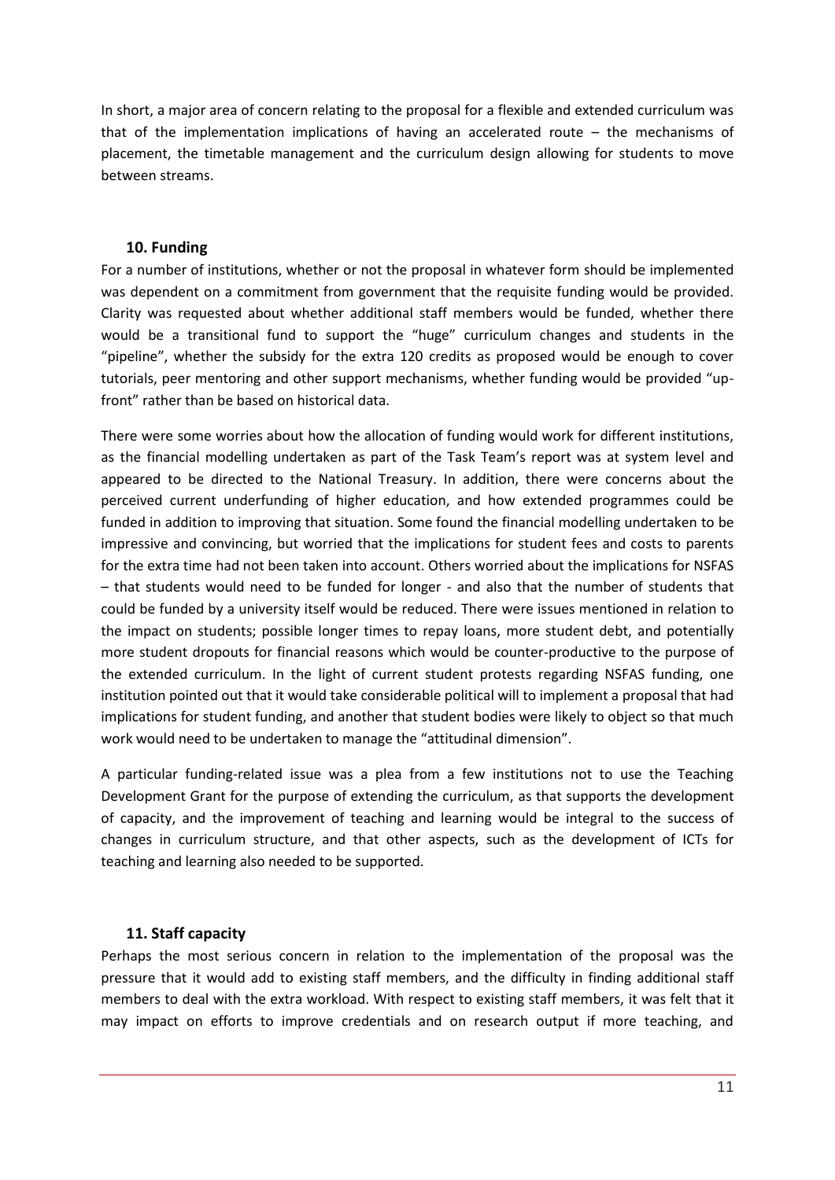In short, a major area of concern relating to the proposal for a flexible and extended curriculum was that of the implementation implications of having an accelerated route – the mechanisms of placement, the timetable management and the curriculum design allowing for students to move between streams.

## 10. Funding

For a number of institutions, whether or not the proposal in whatever form should be implemented was dependent on a commitment from government that the requisite funding would be provided. Clarity was requested about whether additional staff members would be funded, whether there would be a transitional fund to support the "huge" curriculum changes and students in the "pipeline", whether the subsidy for the extra 120 credits as proposed would be enough to cover tutorials, peer mentoring and other support mechanisms, whether funding would be provided "up-front" rather than be based on historical data.

There were some worries about how the allocation of funding would work for different institutions, as the financial modelling undertaken as part of the Task Team's report was at system level and appeared to be directed to the National Treasury. In addition, there were concerns about the perceived current underfunding of higher education, and how extended programmes could be funded in addition to improving that situation. Some found the financial modelling undertaken to be impressive and convincing, but worried that the implications for student fees and costs to parents for the extra time had not been taken into account. Others worried about the implications for NSFAS – that students would need to be funded for longer - and also that the number of students that could be funded by a university itself would be reduced. There were issues mentioned in relation to the impact on students; possible longer times to repay loans, more student debt, and potentially more student dropouts for financial reasons which would be counter-productive to the purpose of the extended curriculum. In the light of current student protests regarding NSFAS funding, one institution pointed out that it would take considerable political will to implement a proposal that had implications for student funding, and another that student bodies were likely to object so that much work would need to be undertaken to manage the "attitudinal dimension".

A particular funding-related issue was a plea from a few institutions not to use the Teaching Development Grant for the purpose of extending the curriculum, as that supports the development of capacity, and the improvement of teaching and learning would be integral to the success of changes in curriculum structure, and that other aspects, such as the development of ICTs for teaching and learning also needed to be supported.

## 11. Staff capacity

Perhaps the most serious concern in relation to the implementation of the proposal was the pressure that it would add to existing staff members, and the difficulty in finding additional staff members to deal with the extra workload. With respect to existing staff members, it was felt that it may impact on efforts to improve credentials and on research output if more teaching, and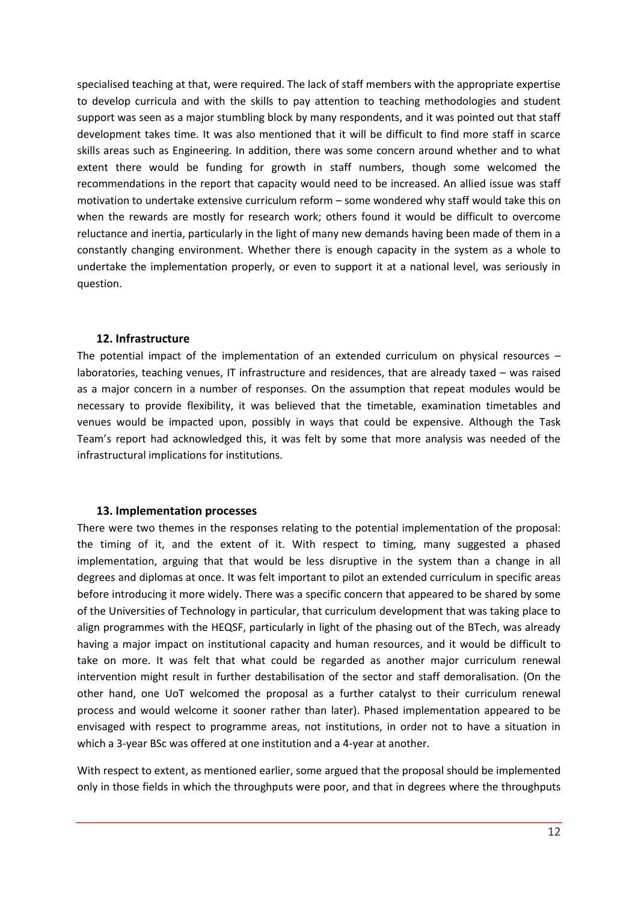specialised teaching at that, were required. The lack of staff members with the appropriate expertise to develop curricula and with the skills to pay attention to teaching methodologies and student support was seen as a major stumbling block by many respondents, and it was pointed out that staff development takes time. It was also mentioned that it will be difficult to find more staff in scarce skills areas such as Engineering. In addition, there was some concern around whether and to what extent there would be funding for growth in staff numbers, though some welcomed the recommendations in the report that capacity would need to be increased. An allied issue was staff motivation to undertake extensive curriculum reform – some wondered why staff would take this on when the rewards are mostly for research work; others found it would be difficult to overcome reluctance and inertia, particularly in the light of many new demands having been made of them in a constantly changing environment. Whether there is enough capacity in the system as a whole to undertake the implementation properly, or even to support it at a national level, was seriously in question.

### 12. Infrastructure

The potential impact of the implementation of an extended curriculum on physical resources – laboratories, teaching venues, IT infrastructure and residences, that are already taxed – was raised as a major concern in a number of responses. On the assumption that repeat modules would be necessary to provide flexibility, it was believed that the timetable, examination timetables and venues would be impacted upon, possibly in ways that could be expensive. Although the Task Team's report had acknowledged this, it was felt by some that more analysis was needed of the infrastructural implications for institutions.

### 13. Implementation processes

There were two themes in the responses relating to the potential implementation of the proposal: the timing of it, and the extent of it. With respect to timing, many suggested a phased implementation, arguing that that would be less disruptive in the system than a change in all degrees and diplomas at once. It was felt important to pilot an extended curriculum in specific areas before introducing it more widely. There was a specific concern that appeared to be shared by some of the Universities of Technology in particular, that curriculum development that was taking place to align programmes with the HEQSF, particularly in light of the phasing out of the BTech, was already having a major impact on institutional capacity and human resources, and it would be difficult to take on more. It was felt that what could be regarded as another major curriculum renewal intervention might result in further destabilisation of the sector and staff demoralisation. (On the other hand, one UoT welcomed the proposal as a further catalyst to their curriculum renewal process and would welcome it sooner rather than later). Phased implementation appeared to be envisaged with respect to programme areas, not institutions, in order not to have a situation in which a 3-year BSc was offered at one institution and a 4-year at another.

With respect to extent, as mentioned earlier, some argued that the proposal should be implemented only in those fields in which the throughputs were poor, and that in degrees where the throughputs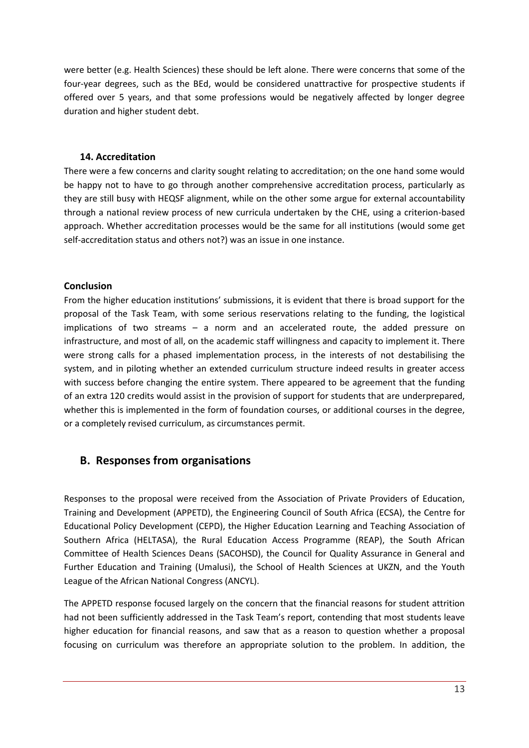were better (e.g. Health Sciences) these should be left alone. There were concerns that some of the four-year degrees, such as the BEd, would be considered unattractive for prospective students if offered over 5 years, and that some professions would be negatively affected by longer degree duration and higher student debt.

### 14. Accreditation

There were a few concerns and clarity sought relating to accreditation; on the one hand some would be happy not to have to go through another comprehensive accreditation process, particularly as they are still busy with HEQSF alignment, while on the other some argue for external accountability through a national review process of new curricula undertaken by the CHE, using a criterion-based approach. Whether accreditation processes would be the same for all institutions (would some get self-accreditation status and others not?) was an issue in one instance.

### Conclusion

From the higher education institutions' submissions, it is evident that there is broad support for the proposal of the Task Team, with some serious reservations relating to the funding, the logistical implications of two streams – a norm and an accelerated route, the added pressure on infrastructure, and most of all, on the academic staff willingness and capacity to implement it. There were strong calls for a phased implementation process, in the interests of not destabilising the system, and in piloting whether an extended curriculum structure indeed results in greater access with success before changing the entire system. There appeared to be agreement that the funding of an extra 120 credits would assist in the provision of support for students that are underprepared, whether this is implemented in the form of foundation courses, or additional courses in the degree, or a completely revised curriculum, as circumstances permit.

## B. Responses from organisations

Responses to the proposal were received from the Association of Private Providers of Education, Training and Development (APPETD), the Engineering Council of South Africa (ECSA), the Centre for Educational Policy Development (CEPD), the Higher Education Learning and Teaching Association of Southern Africa (HELTASA), the Rural Education Access Programme (REAP), the South African Committee of Health Sciences Deans (SACOHSD), the Council for Quality Assurance in General and Further Education and Training (Umalusi), the School of Health Sciences at UKZN, and the Youth League of the African National Congress (ANCYL).

The APPETD response focused largely on the concern that the financial reasons for student attrition had not been sufficiently addressed in the Task Team's report, contending that most students leave higher education for financial reasons, and saw that as a reason to question whether a proposal focusing on curriculum was therefore an appropriate solution to the problem. In addition, the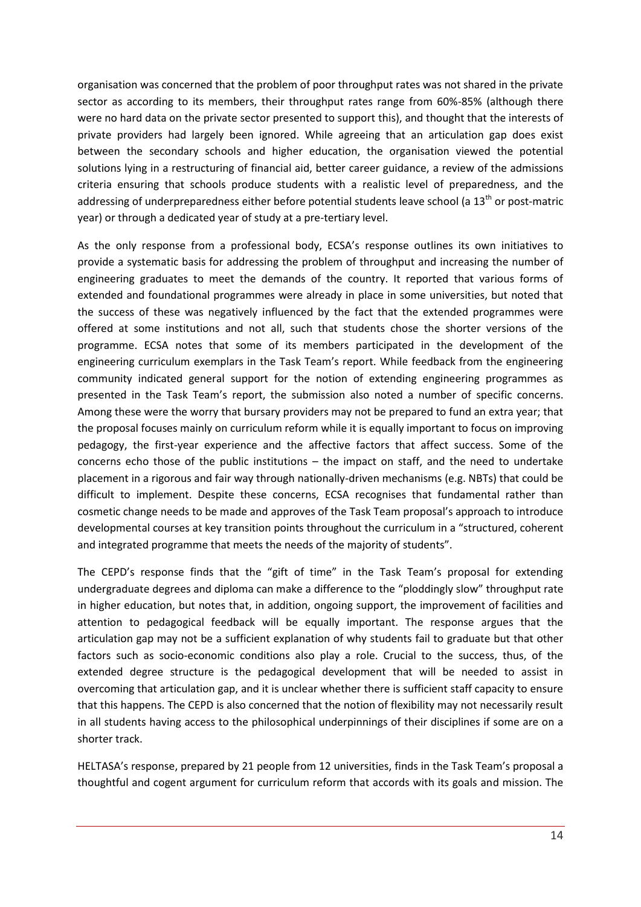organisation was concerned that the problem of poor throughput rates was not shared in the private sector as according to its members, their throughput rates range from 60%-85% (although there were no hard data on the private sector presented to support this), and thought that the interests of private providers had largely been ignored. While agreeing that an articulation gap does exist between the secondary schools and higher education, the organisation viewed the potential solutions lying in a restructuring of financial aid, better career guidance, a review of the admissions criteria ensuring that schools produce students with a realistic level of preparedness, and the addressing of underpreparedness either before potential students leave school (a 13th or post-matric year) or through a dedicated year of study at a pre-tertiary level.

As the only response from a professional body, ECSA's response outlines its own initiatives to provide a systematic basis for addressing the problem of throughput and increasing the number of engineering graduates to meet the demands of the country. It reported that various forms of extended and foundational programmes were already in place in some universities, but noted that the success of these was negatively influenced by the fact that the extended programmes were offered at some institutions and not all, such that students chose the shorter versions of the programme. ECSA notes that some of its members participated in the development of the engineering curriculum exemplars in the Task Team's report. While feedback from the engineering community indicated general support for the notion of extending engineering programmes as presented in the Task Team's report, the submission also noted a number of specific concerns. Among these were the worry that bursary providers may not be prepared to fund an extra year; that the proposal focuses mainly on curriculum reform while it is equally important to focus on improving pedagogy, the first-year experience and the affective factors that affect success. Some of the concerns echo those of the public institutions – the impact on staff, and the need to undertake placement in a rigorous and fair way through nationally-driven mechanisms (e.g. NBTs) that could be difficult to implement. Despite these concerns, ECSA recognises that fundamental rather than cosmetic change needs to be made and approves of the Task Team proposal's approach to introduce developmental courses at key transition points throughout the curriculum in a "structured, coherent and integrated programme that meets the needs of the majority of students".

The CEPD's response finds that the "gift of time" in the Task Team's proposal for extending undergraduate degrees and diploma can make a difference to the "ploddingly slow" throughput rate in higher education, but notes that, in addition, ongoing support, the improvement of facilities and attention to pedagogical feedback will be equally important. The response argues that the articulation gap may not be a sufficient explanation of why students fail to graduate but that other factors such as socio-economic conditions also play a role. Crucial to the success, thus, of the extended degree structure is the pedagogical development that will be needed to assist in overcoming that articulation gap, and it is unclear whether there is sufficient staff capacity to ensure that this happens. The CEPD is also concerned that the notion of flexibility may not necessarily result in all students having access to the philosophical underpinnings of their disciplines if some are on a shorter track.

HELTASA's response, prepared by 21 people from 12 universities, finds in the Task Team's proposal a thoughtful and cogent argument for curriculum reform that accords with its goals and mission. The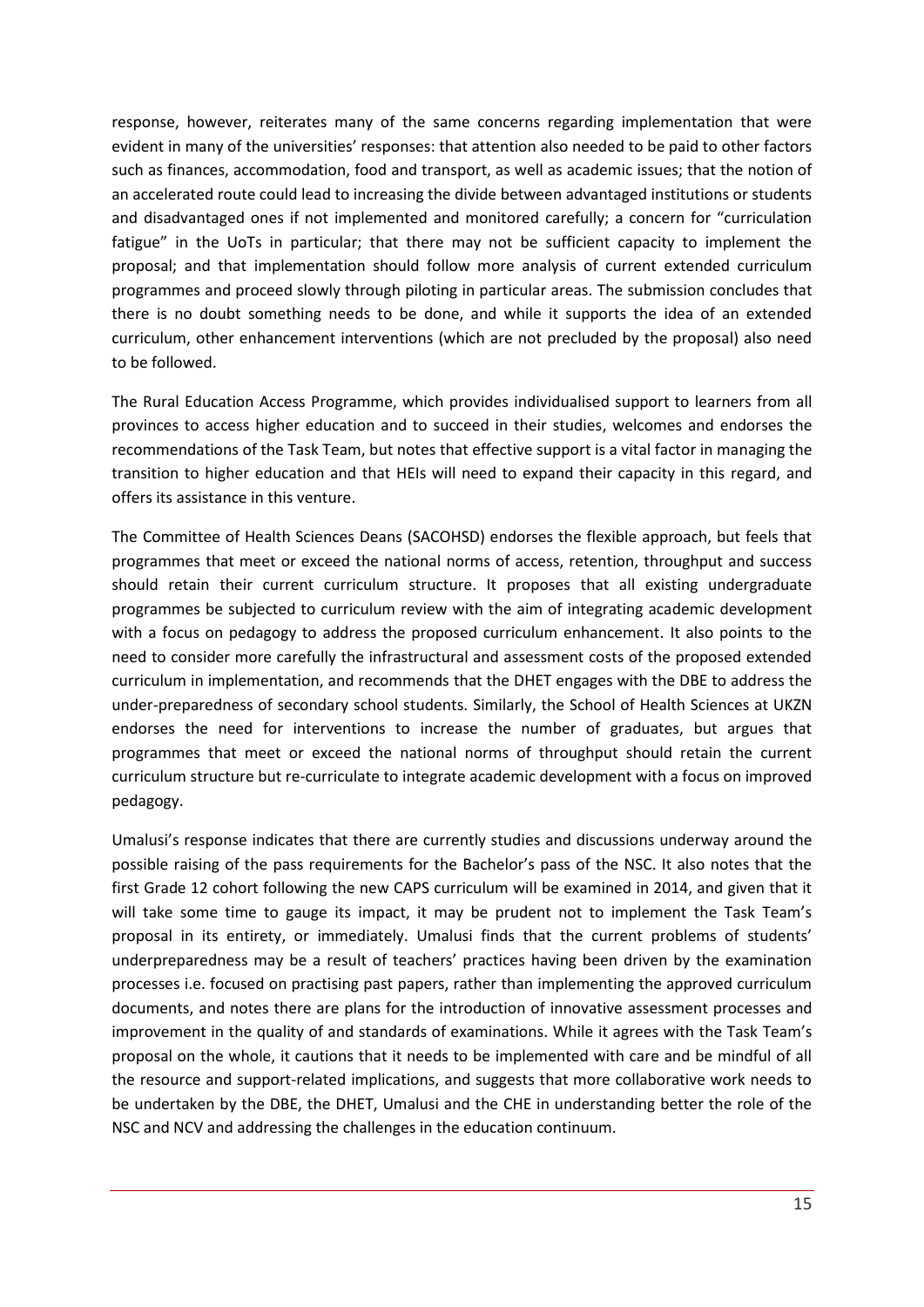response, however, reiterates many of the same concerns regarding implementation that were evident in many of the universities' responses: that attention also needed to be paid to other factors such as finances, accommodation, food and transport, as well as academic issues; that the notion of an accelerated route could lead to increasing the divide between advantaged institutions or students and disadvantaged ones if not implemented and monitored carefully; a concern for "curriculation fatigue" in the UoTs in particular; that there may not be sufficient capacity to implement the proposal; and that implementation should follow more analysis of current extended curriculum programmes and proceed slowly through piloting in particular areas. The submission concludes that there is no doubt something needs to be done, and while it supports the idea of an extended curriculum, other enhancement interventions (which are not precluded by the proposal) also need to be followed.

The Rural Education Access Programme, which provides individualised support to learners from all provinces to access higher education and to succeed in their studies, welcomes and endorses the recommendations of the Task Team, but notes that effective support is a vital factor in managing the transition to higher education and that HEIs will need to expand their capacity in this regard, and offers its assistance in this venture.

The Committee of Health Sciences Deans (SACOHSD) endorses the flexible approach, but feels that programmes that meet or exceed the national norms of access, retention, throughput and success should retain their current curriculum structure. It proposes that all existing undergraduate programmes be subjected to curriculum review with the aim of integrating academic development with a focus on pedagogy to address the proposed curriculum enhancement. It also points to the need to consider more carefully the infrastructural and assessment costs of the proposed extended curriculum in implementation, and recommends that the DHET engages with the DBE to address the under-preparedness of secondary school students. Similarly, the School of Health Sciences at UKZN endorses the need for interventions to increase the number of graduates, but argues that programmes that meet or exceed the national norms of throughput should retain the current curriculum structure but re-curriculate to integrate academic development with a focus on improved pedagogy.

Umalusi's response indicates that there are currently studies and discussions underway around the possible raising of the pass requirements for the Bachelor's pass of the NSC. It also notes that the first Grade 12 cohort following the new CAPS curriculum will be examined in 2014, and given that it will take some time to gauge its impact, it may be prudent not to implement the Task Team's proposal in its entirety, or immediately. Umalusi finds that the current problems of students' underpreparedness may be a result of teachers' practices having been driven by the examination processes i.e. focused on practising past papers, rather than implementing the approved curriculum documents, and notes there are plans for the introduction of innovative assessment processes and improvement in the quality of and standards of examinations. While it agrees with the Task Team's proposal on the whole, it cautions that it needs to be implemented with care and be mindful of all the resource and support-related implications, and suggests that more collaborative work needs to be undertaken by the DBE, the DHET, Umalusi and the CHE in understanding better the role of the NSC and NCV and addressing the challenges in the education continuum.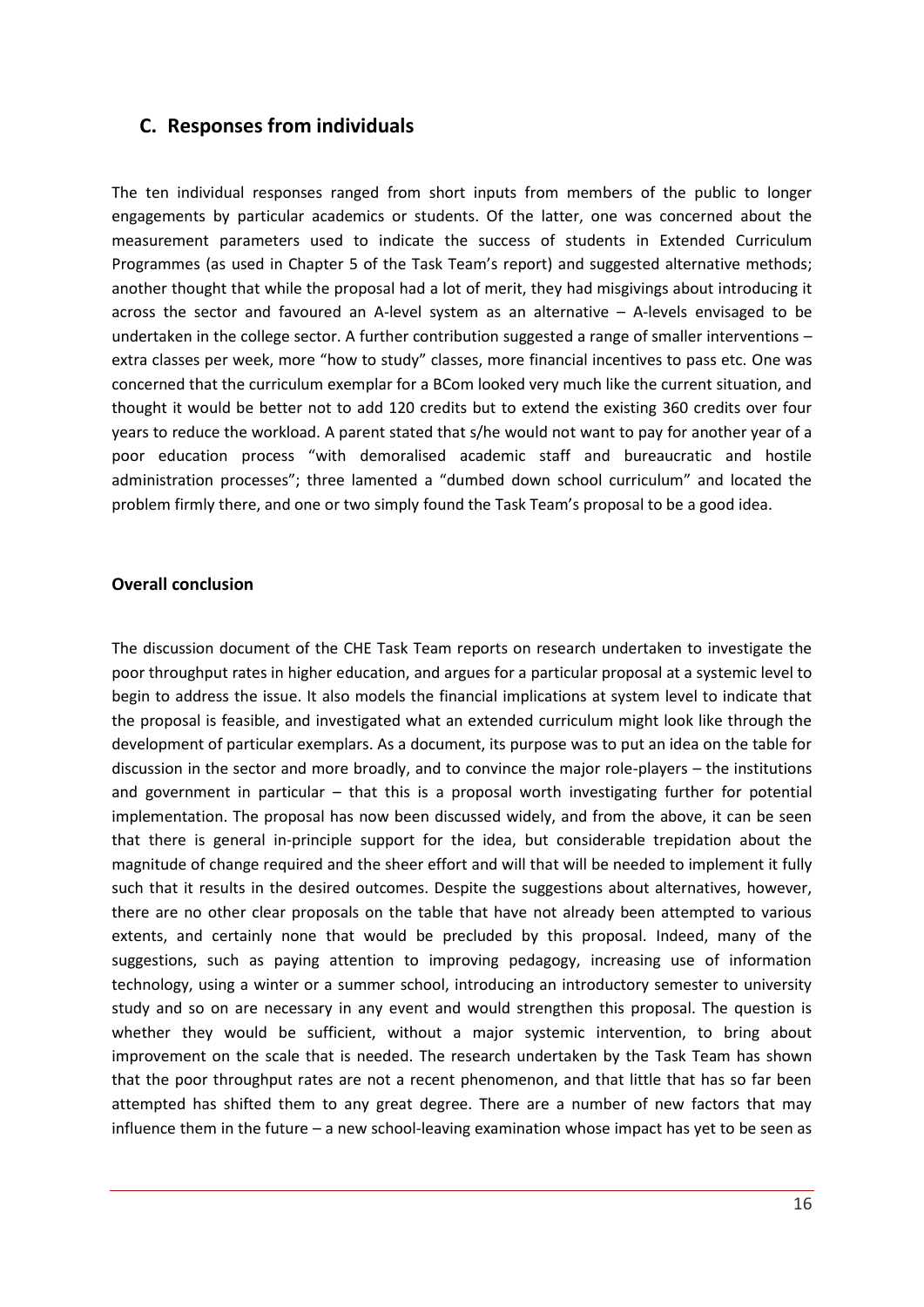## C. Responses from individuals

The ten individual responses ranged from short inputs from members of the public to longer engagements by particular academics or students. Of the latter, one was concerned about the measurement parameters used to indicate the success of students in Extended Curriculum Programmes (as used in Chapter 5 of the Task Team's report) and suggested alternative methods; another thought that while the proposal had a lot of merit, they had misgivings about introducing it across the sector and favoured an A-level system as an alternative – A-levels envisaged to be undertaken in the college sector. A further contribution suggested a range of smaller interventions – extra classes per week, more "how to study" classes, more financial incentives to pass etc. One was concerned that the curriculum exemplar for a BCom looked very much like the current situation, and thought it would be better not to add 120 credits but to extend the existing 360 credits over four years to reduce the workload. A parent stated that s/he would not want to pay for another year of a poor education process "with demoralised academic staff and bureaucratic and hostile administration processes"; three lamented a "dumbed down school curriculum" and located the problem firmly there, and one or two simply found the Task Team's proposal to be a good idea.

**Overall conclusion**

The discussion document of the CHE Task Team reports on research undertaken to investigate the poor throughput rates in higher education, and argues for a particular proposal at a systemic level to begin to address the issue. It also models the financial implications at system level to indicate that the proposal is feasible, and investigated what an extended curriculum might look like through the development of particular exemplars. As a document, its purpose was to put an idea on the table for discussion in the sector and more broadly, and to convince the major role-players – the institutions and government in particular – that this is a proposal worth investigating further for potential implementation. The proposal has now been discussed widely, and from the above, it can be seen that there is general in-principle support for the idea, but considerable trepidation about the magnitude of change required and the sheer effort and will that will be needed to implement it fully such that it results in the desired outcomes. Despite the suggestions about alternatives, however, there are no other clear proposals on the table that have not already been attempted to various extents, and certainly none that would be precluded by this proposal. Indeed, many of the suggestions, such as paying attention to improving pedagogy, increasing use of information technology, using a winter or a summer school, introducing an introductory semester to university study and so on are necessary in any event and would strengthen this proposal. The question is whether they would be sufficient, without a major systemic intervention, to bring about improvement on the scale that is needed. The research undertaken by the Task Team has shown that the poor throughput rates are not a recent phenomenon, and that little that has so far been attempted has shifted them to any great degree. There are a number of new factors that may influence them in the future – a new school-leaving examination whose impact has yet to be seen as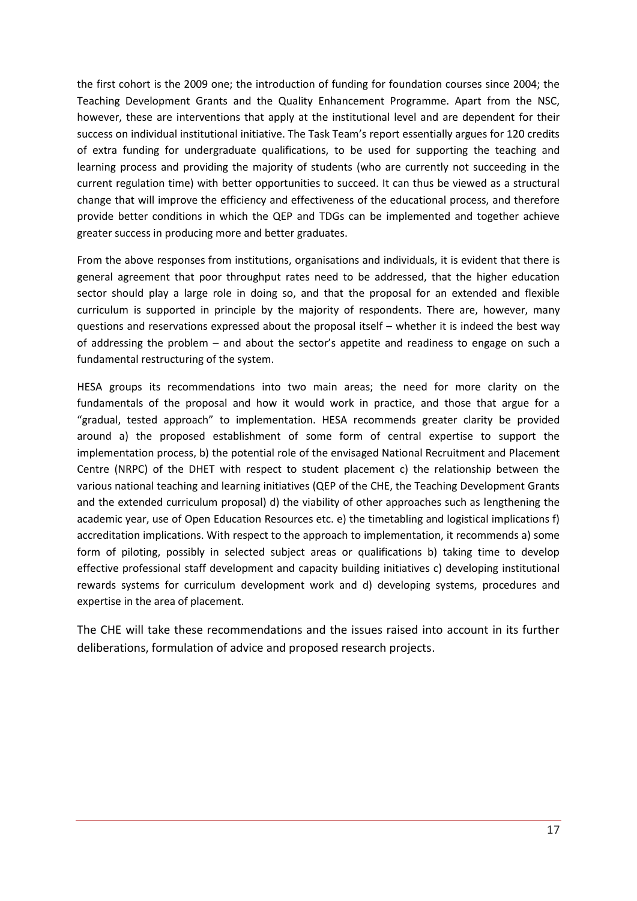the first cohort is the 2009 one; the introduction of funding for foundation courses since 2004; the Teaching Development Grants and the Quality Enhancement Programme. Apart from the NSC, however, these are interventions that apply at the institutional level and are dependent for their success on individual institutional initiative. The Task Team's report essentially argues for 120 credits of extra funding for undergraduate qualifications, to be used for supporting the teaching and learning process and providing the majority of students (who are currently not succeeding in the current regulation time) with better opportunities to succeed. It can thus be viewed as a structural change that will improve the efficiency and effectiveness of the educational process, and therefore provide better conditions in which the QEP and TDGs can be implemented and together achieve greater success in producing more and better graduates.

From the above responses from institutions, organisations and individuals, it is evident that there is general agreement that poor throughput rates need to be addressed, that the higher education sector should play a large role in doing so, and that the proposal for an extended and flexible curriculum is supported in principle by the majority of respondents. There are, however, many questions and reservations expressed about the proposal itself – whether it is indeed the best way of addressing the problem – and about the sector's appetite and readiness to engage on such a fundamental restructuring of the system.

HESA groups its recommendations into two main areas; the need for more clarity on the fundamentals of the proposal and how it would work in practice, and those that argue for a "gradual, tested approach" to implementation. HESA recommends greater clarity be provided around a) the proposed establishment of some form of central expertise to support the implementation process, b) the potential role of the envisaged National Recruitment and Placement Centre (NRPC) of the DHET with respect to student placement c) the relationship between the various national teaching and learning initiatives (QEP of the CHE, the Teaching Development Grants and the extended curriculum proposal) d) the viability of other approaches such as lengthening the academic year, use of Open Education Resources etc. e) the timetabling and logistical implications f) accreditation implications. With respect to the approach to implementation, it recommends a) some form of piloting, possibly in selected subject areas or qualifications b) taking time to develop effective professional staff development and capacity building initiatives c) developing institutional rewards systems for curriculum development work and d) developing systems, procedures and expertise in the area of placement.

The CHE will take these recommendations and the issues raised into account in its further deliberations, formulation of advice and proposed research projects.